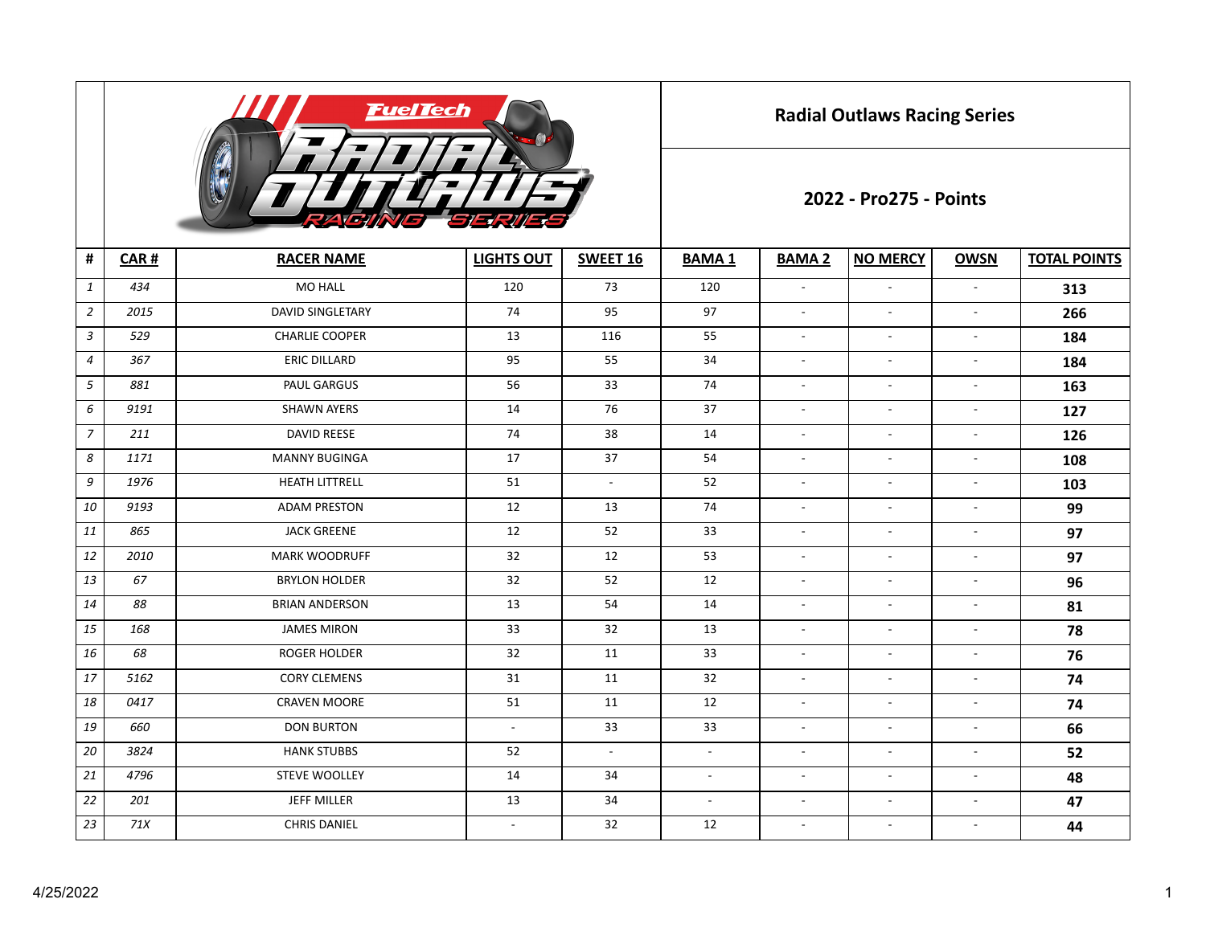## Radial Outlaws Racing Series

## 2022 - Pro275 - Points

| # | CAR # | RACER NAME | LIGHTS OUT | SWEET 16 | BAMA 1 | BAMA 2 | NO MERCY | OWSN | TOTAL POINTS |
|---|---|---|---|---|---|---|---|---|---|
| 1 | 434 | MO HALL | 120 | 73 | 120 | - | - | - | **313** |
| 2 | 2015 | DAVID SINGLETARY | 74 | 95 | 97 | - | - | - | **266** |
| 3 | 529 | CHARLIE COOPER | 13 | 116 | 55 | - | - | - | **184** |
| 4 | 367 | ERIC DILLARD | 95 | 55 | 34 | - | - | - | **184** |
| 5 | 881 | PAUL GARGUS | 56 | 33 | 74 | - | - | - | **163** |
| 6 | 9191 | SHAWN AYERS | 14 | 76 | 37 | - | - | - | **127** |
| 7 | 211 | DAVID REESE | 74 | 38 | 14 | - | - | - | **126** |
| 8 | 1171 | MANNY BUGINGA | 17 | 37 | 54 | - | - | - | **108** |
| 9 | 1976 | HEATH LITTRELL | 51 | - | 52 | - | - | - | **103** |
| 10 | 9193 | ADAM PRESTON | 12 | 13 | 74 | - | - | - | **99** |
| 11 | 865 | JACK GREENE | 12 | 52 | 33 | - | - | - | **97** |
| 12 | 2010 | MARK WOODRUFF | 32 | 12 | 53 | - | - | - | **97** |
| 13 | 67 | BRYLON HOLDER | 32 | 52 | 12 | - | - | - | **96** |
| 14 | 88 | BRIAN ANDERSON | 13 | 54 | 14 | - | - | - | **81** |
| 15 | 168 | JAMES MIRON | 33 | 32 | 13 | - | - | - | **78** |
| 16 | 68 | ROGER HOLDER | 32 | 11 | 33 | - | - | - | **76** |
| 17 | 5162 | CORY CLEMENS | 31 | 11 | 32 | - | - | - | **74** |
| 18 | 0417 | CRAVEN MOORE | 51 | 11 | 12 | - | - | - | **74** |
| 19 | 660 | DON BURTON | - | 33 | 33 | - | - | - | **66** |
| 20 | 3824 | HANK STUBBS | 52 | - | - | - | - | - | **52** |
| 21 | 4796 | STEVE WOOLLEY | 14 | 34 | - | - | - | - | **48** |
| 22 | 201 | JEFF MILLER | 13 | 34 | - | - | - | - | **47** |
| 23 | 71X | CHRIS DANIEL | - | 32 | 12 | - | - | - | **44** |

4/25/2022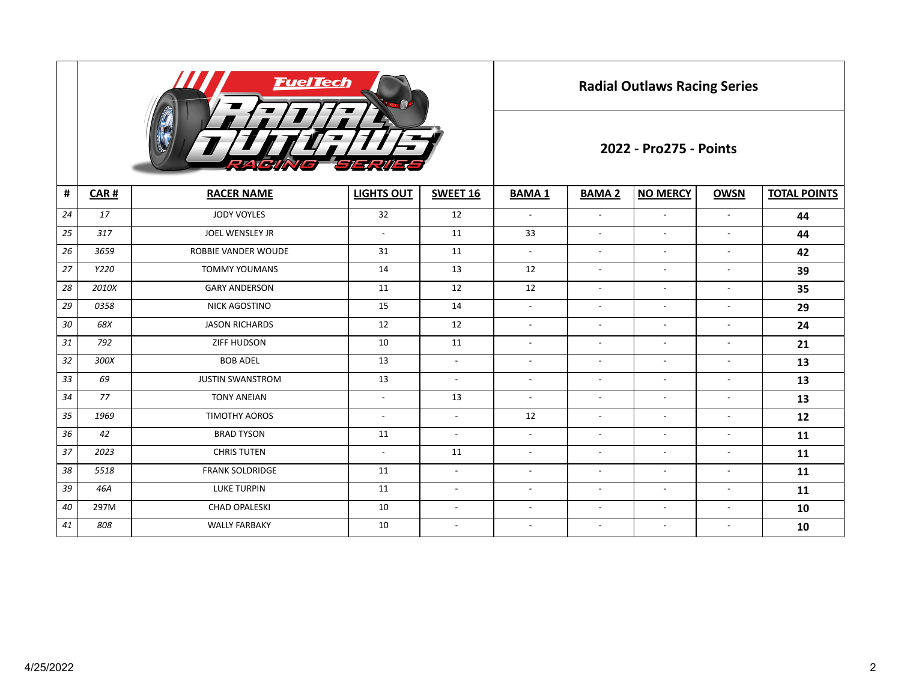## Radial Outlaws Racing Series

## 2022 - Pro275 - Points

| # | CAR # | RACER NAME | LIGHTS OUT | SWEET 16 | BAMA 1 | BAMA 2 | NO MERCY | OWSN | TOTAL POINTS |
|---|---|---|---|---|---|---|---|---|---|
| 24 | 17 | JODY VOYLES | 32 | 12 | - | - | - | - | **44** |
| 25 | 317 | JOEL WENSLEY JR | - | 11 | 33 | - | - | - | **44** |
| 26 | 3659 | ROBBIE VANDER WOUDE | 31 | 11 | - | - | - | - | **42** |
| 27 | Y220 | TOMMY YOUMANS | 14 | 13 | 12 | - | - | - | **39** |
| 28 | 2010X | GARY ANDERSON | 11 | 12 | 12 | - | - | - | **35** |
| 29 | 0358 | NICK AGOSTINO | 15 | 14 | - | - | - | - | **29** |
| 30 | 68X | JASON RICHARDS | 12 | 12 | - | - | - | - | **24** |
| 31 | 792 | ZIFF HUDSON | 10 | 11 | - | - | - | - | **21** |
| 32 | 300X | BOB ADEL | 13 | - | - | - | - | - | **13** |
| 33 | 69 | JUSTIN SWANSTROM | 13 | - | - | - | - | - | **13** |
| 34 | 77 | TONY ANEIAN | - | 13 | - | - | - | - | **13** |
| 35 | 1969 | TIMOTHY AOROS | - | - | 12 | - | - | - | **12** |
| 36 | 42 | BRAD TYSON | 11 | - | - | - | - | - | **11** |
| 37 | 2023 | CHRIS TUTEN | - | 11 | - | - | - | - | **11** |
| 38 | 5518 | FRANK SOLDRIDGE | 11 | - | - | - | - | - | **11** |
| 39 | 46A | LUKE TURPIN | 11 | - | - | - | - | - | **11** |
| 40 | 297M | CHAD OPALESKI | 10 | - | - | - | - | - | **10** |
| 41 | 808 | WALLY FARBAKY | 10 | - | - | - | - | - | **10** |

4/25/2022